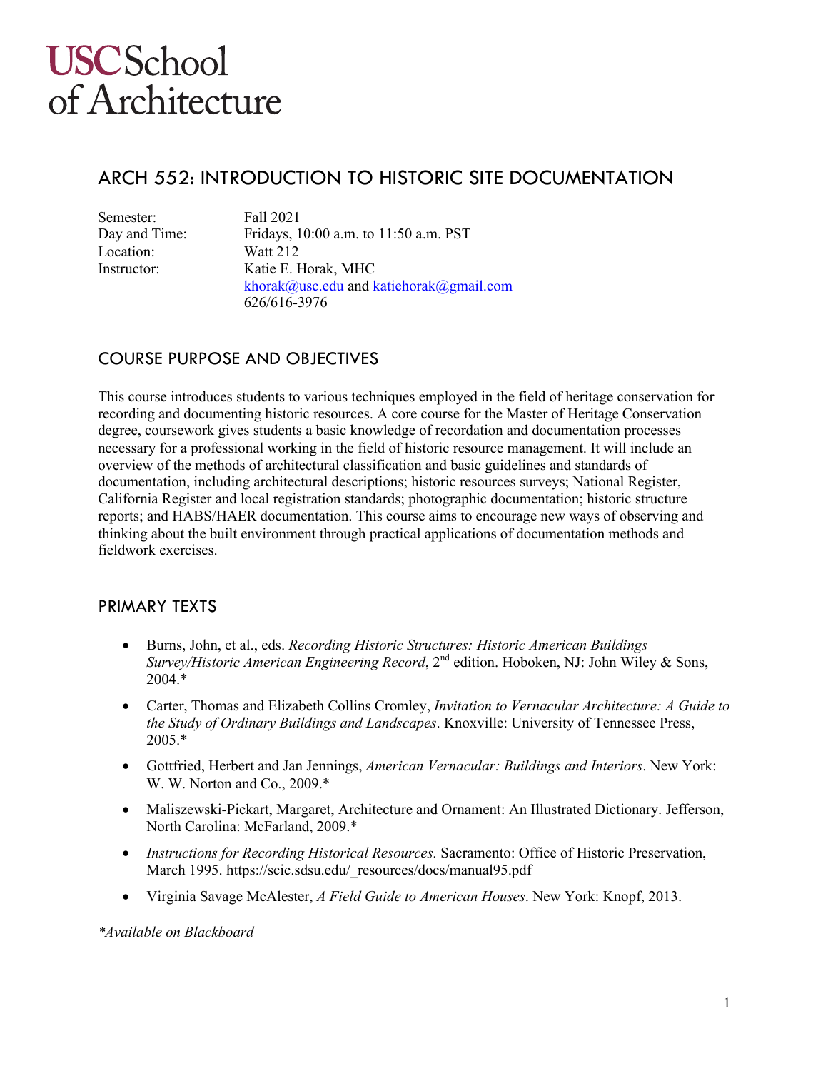USC School of Architecture

# ARCH 552: INTRODUCTION TO HISTORIC SITE DOCUMENTATION

Semester: Fall 2021
Day and Time: Fridays, 10:00 a.m. to 11:50 a.m. PST
Location: Watt 212
Instructor: Katie E. Horak, MHC
khorak@usc.edu and katiehorak@gmail.com
626/616-3976

## COURSE PURPOSE AND OBJECTIVES

This course introduces students to various techniques employed in the field of heritage conservation for recording and documenting historic resources. A core course for the Master of Heritage Conservation degree, coursework gives students a basic knowledge of recordation and documentation processes necessary for a professional working in the field of historic resource management. It will include an overview of the methods of architectural classification and basic guidelines and standards of documentation, including architectural descriptions; historic resources surveys; National Register, California Register and local registration standards; photographic documentation; historic structure reports; and HABS/HAER documentation. This course aims to encourage new ways of observing and thinking about the built environment through practical applications of documentation methods and fieldwork exercises.

## PRIMARY TEXTS

- Burns, John, et al., eds. *Recording Historic Structures: Historic American Buildings Survey/Historic American Engineering Record*, 2nd edition. Hoboken, NJ: John Wiley & Sons, 2004.*
- Carter, Thomas and Elizabeth Collins Cromley, *Invitation to Vernacular Architecture: A Guide to the Study of Ordinary Buildings and Landscapes*. Knoxville: University of Tennessee Press, 2005.*
- Gottfried, Herbert and Jan Jennings, *American Vernacular: Buildings and Interiors*. New York: W. W. Norton and Co., 2009.*
- Maliszewski-Pickart, Margaret, Architecture and Ornament: An Illustrated Dictionary. Jefferson, North Carolina: McFarland, 2009.*
- *Instructions for Recording Historical Resources.* Sacramento: Office of Historic Preservation, March 1995. https://scic.sdsu.edu/_resources/docs/manual95.pdf
- Virginia Savage McAlester, *A Field Guide to American Houses*. New York: Knopf, 2013.

*\*Available on Blackboard*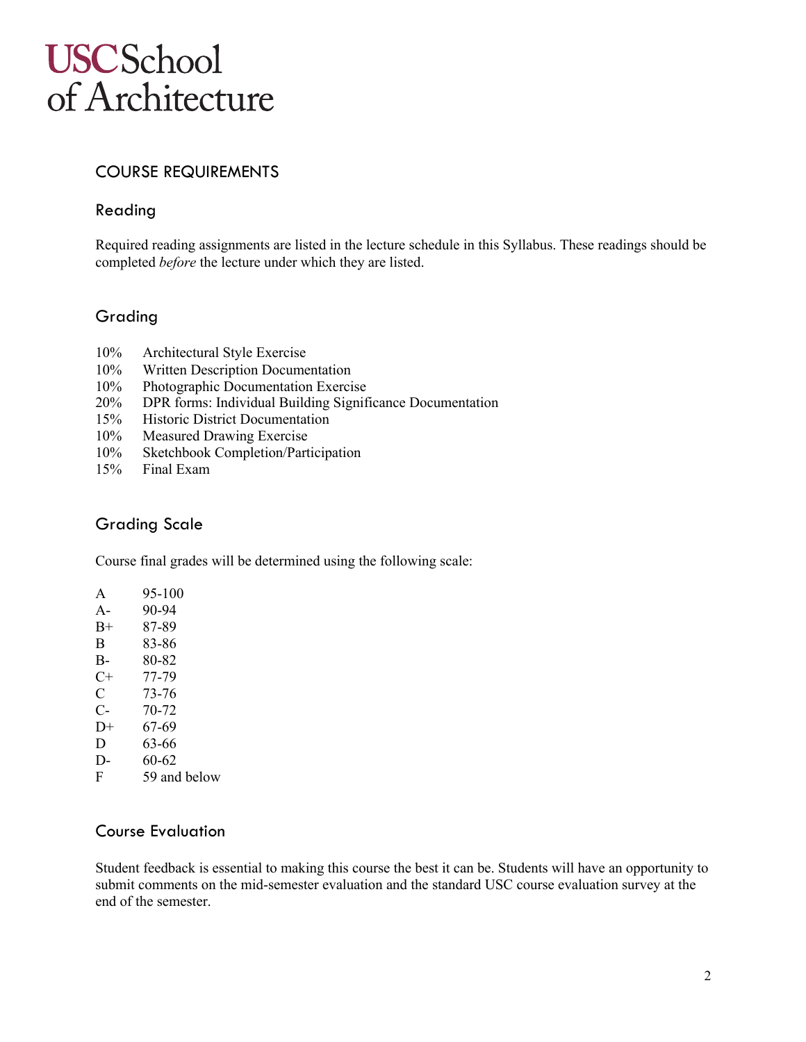USC School of Architecture

## COURSE REQUIREMENTS

### Reading

Required reading assignments are listed in the lecture schedule in this Syllabus. These readings should be completed *before* the lecture under which they are listed.

### Grading

| | |
|---|---|
| 10% | Architectural Style Exercise |
| 10% | Written Description Documentation |
| 10% | Photographic Documentation Exercise |
| 20% | DPR forms: Individual Building Significance Documentation |
| 15% | Historic District Documentation |
| 10% | Measured Drawing Exercise |
| 10% | Sketchbook Completion/Participation |
| 15% | Final Exam |

### Grading Scale

Course final grades will be determined using the following scale:

| | |
|---|---|
| A | 95-100 |
| A- | 90-94 |
| B+ | 87-89 |
| B | 83-86 |
| B- | 80-82 |
| C+ | 77-79 |
| C | 73-76 |
| C- | 70-72 |
| D+ | 67-69 |
| D | 63-66 |
| D- | 60-62 |
| F | 59 and below |

### Course Evaluation

Student feedback is essential to making this course the best it can be. Students will have an opportunity to submit comments on the mid-semester evaluation and the standard USC course evaluation survey at the end of the semester.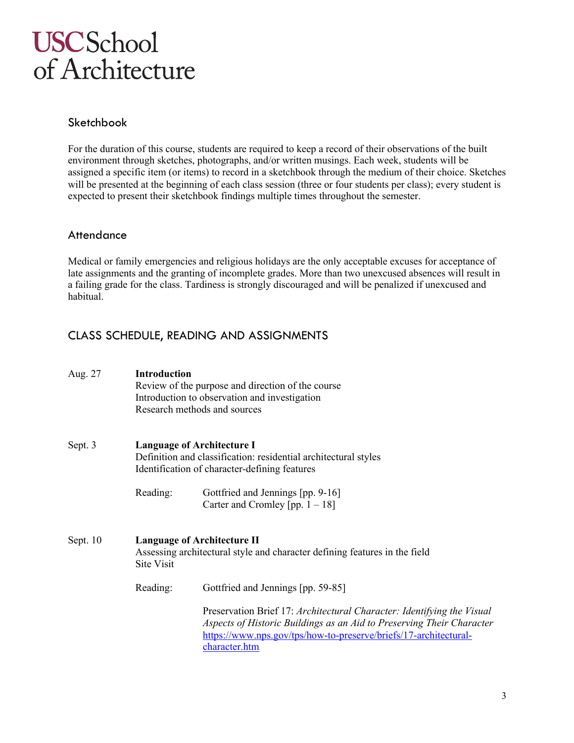## Sketchbook

For the duration of this course, students are required to keep a record of their observations of the built environment through sketches, photographs, and/or written musings. Each week, students will be assigned a specific item (or items) to record in a sketchbook through the medium of their choice. Sketches will be presented at the beginning of each class session (three or four students per class); every student is expected to present their sketchbook findings multiple times throughout the semester.

## Attendance

Medical or family emergencies and religious holidays are the only acceptable excuses for acceptance of late assignments and the granting of incomplete grades. More than two unexcused absences will result in a failing grade for the class. Tardiness is strongly discouraged and will be penalized if unexcused and habitual.

## CLASS SCHEDULE, READING AND ASSIGNMENTS

**Aug. 27** — **Introduction**
Review of the purpose and direction of the course
Introduction to observation and investigation
Research methods and sources

**Sept. 3** — **Language of Architecture I**
Definition and classification: residential architectural styles
Identification of character-defining features

Reading:
- Gottfried and Jennings [pp. 9-16]
- Carter and Cromley [pp. 1 – 18]

**Sept. 10** — **Language of Architecture II**
Assessing architectural style and character defining features in the field
Site Visit

Reading:
- Gottfried and Jennings [pp. 59-85]
- Preservation Brief 17: *Architectural Character: Identifying the Visual Aspects of Historic Buildings as an Aid to Preserving Their Character* https://www.nps.gov/tps/how-to-preserve/briefs/17-architectural-character.htm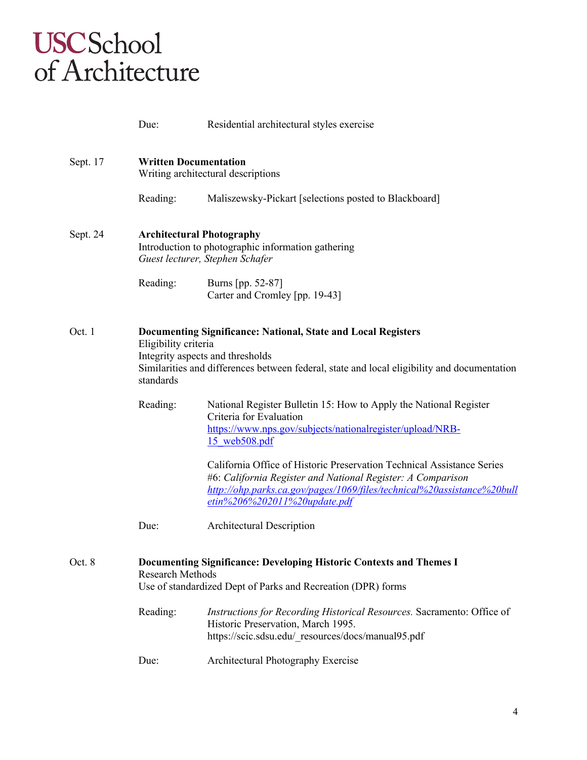Due: Residential architectural styles exercise

**Sept. 17** — **Written Documentation**
Writing architectural descriptions

Reading: Maliszewsky-Pickart [selections posted to Blackboard]

**Sept. 24** — **Architectural Photography**
Introduction to photographic information gathering
*Guest lecturer, Stephen Schafer*

Reading: Burns [pp. 52-87]
Carter and Cromley [pp. 19-43]

**Oct. 1** — **Documenting Significance: National, State and Local Registers**
Eligibility criteria
Integrity aspects and thresholds
Similarities and differences between federal, state and local eligibility and documentation standards

Reading: National Register Bulletin 15: How to Apply the National Register Criteria for Evaluation
https://www.nps.gov/subjects/nationalregister/upload/NRB-15_web508.pdf

California Office of Historic Preservation Technical Assistance Series #6: *California Register and National Register: A Comparison*
*http://ohp.parks.ca.gov/pages/1069/files/technical%20assistance%20bulletin%206%202011%20update.pdf*

Due: Architectural Description

**Oct. 8** — **Documenting Significance: Developing Historic Contexts and Themes I**
Research Methods
Use of standardized Dept of Parks and Recreation (DPR) forms

Reading: *Instructions for Recording Historical Resources.* Sacramento: Office of Historic Preservation, March 1995.
https://scic.sdsu.edu/_resources/docs/manual95.pdf

Due: Architectural Photography Exercise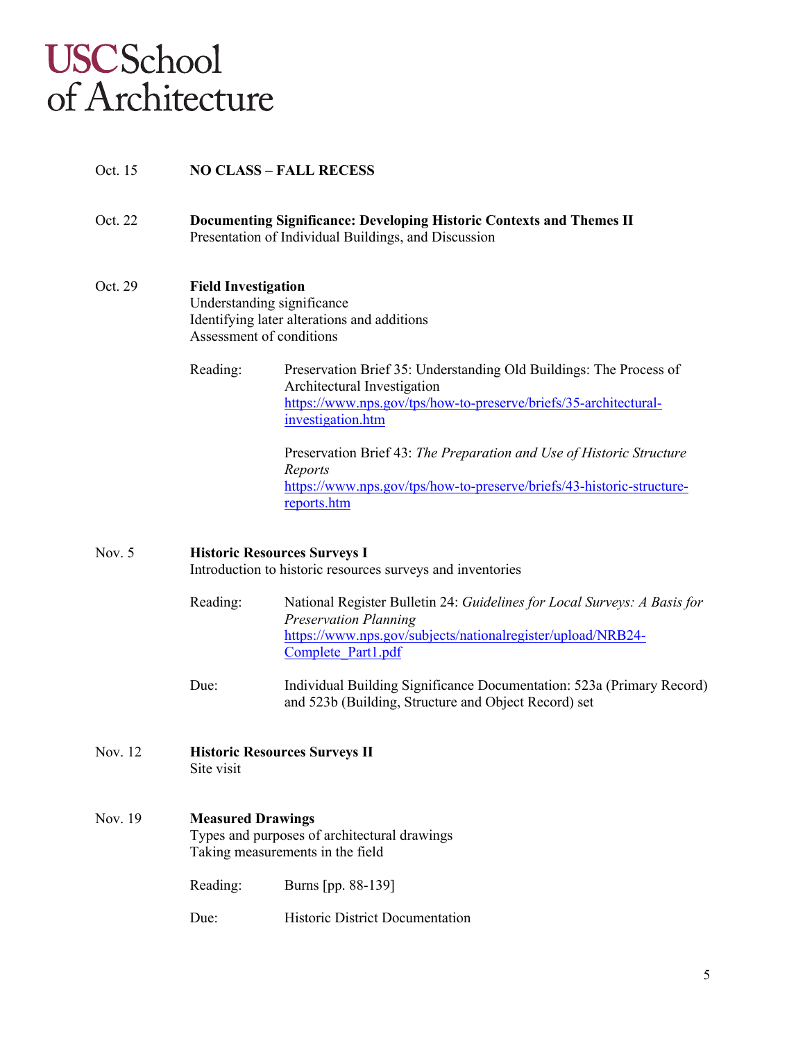**USC School of Architecture**

| | |
|---|---|
| Oct. 15 | **NO CLASS – FALL RECESS** |
| Oct. 22 | **Documenting Significance: Developing Historic Contexts and Themes II**<br>Presentation of Individual Buildings, and Discussion |
| Oct. 29 | **Field Investigation**<br>Understanding significance<br>Identifying later alterations and additions<br>Assessment of conditions |
| | Reading: Preservation Brief 35: Understanding Old Buildings: The Process of Architectural Investigation [https://www.nps.gov/tps/how-to-preserve/briefs/35-architectural-investigation.htm](https://www.nps.gov/tps/how-to-preserve/briefs/35-architectural-investigation.htm) |
| | Preservation Brief 43: *The Preparation and Use of Historic Structure Reports* [https://www.nps.gov/tps/how-to-preserve/briefs/43-historic-structure-reports.htm](https://www.nps.gov/tps/how-to-preserve/briefs/43-historic-structure-reports.htm) |
| Nov. 5 | **Historic Resources Surveys I**<br>Introduction to historic resources surveys and inventories |
| | Reading: National Register Bulletin 24: *Guidelines for Local Surveys: A Basis for Preservation Planning* [https://www.nps.gov/subjects/nationalregister/upload/NRB24-Complete_Part1.pdf](https://www.nps.gov/subjects/nationalregister/upload/NRB24-Complete_Part1.pdf) |
| | Due: Individual Building Significance Documentation: 523a (Primary Record) and 523b (Building, Structure and Object Record) set |
| Nov. 12 | **Historic Resources Surveys II**<br>Site visit |
| Nov. 19 | **Measured Drawings**<br>Types and purposes of architectural drawings<br>Taking measurements in the field |
| | Reading: Burns [pp. 88-139] |
| | Due: Historic District Documentation |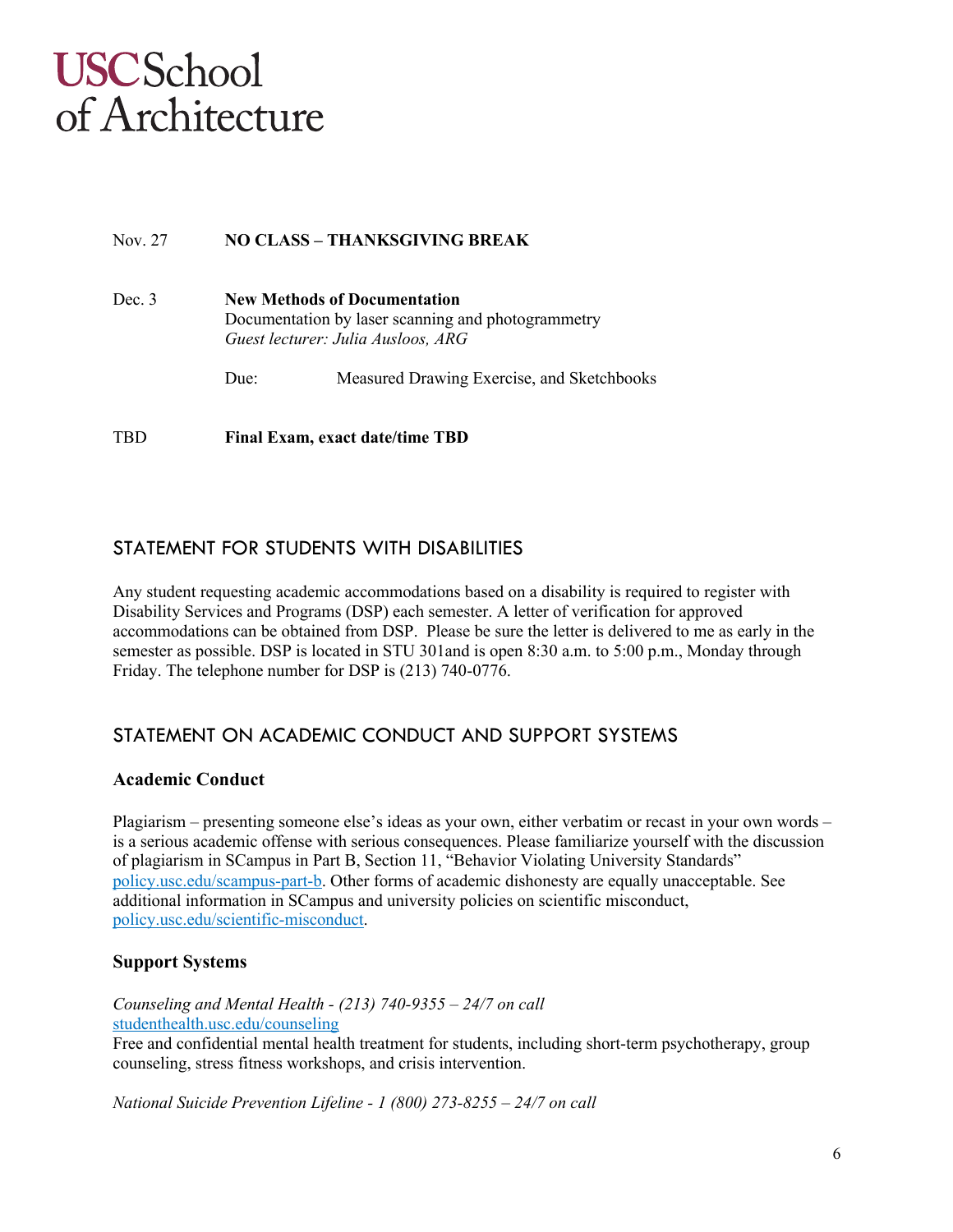Nov. 27 **NO CLASS – THANKSGIVING BREAK**

Dec. 3 **New Methods of Documentation**
Documentation by laser scanning and photogrammetry
*Guest lecturer: Julia Ausloos, ARG*

Due: Measured Drawing Exercise, and Sketchbooks

TBD **Final Exam, exact date/time TBD**

## STATEMENT FOR STUDENTS WITH DISABILITIES

Any student requesting academic accommodations based on a disability is required to register with Disability Services and Programs (DSP) each semester. A letter of verification for approved accommodations can be obtained from DSP. Please be sure the letter is delivered to me as early in the semester as possible. DSP is located in STU 301and is open 8:30 a.m. to 5:00 p.m., Monday through Friday. The telephone number for DSP is (213) 740-0776.

## STATEMENT ON ACADEMIC CONDUCT AND SUPPORT SYSTEMS

### Academic Conduct

Plagiarism – presenting someone else's ideas as your own, either verbatim or recast in your own words – is a serious academic offense with serious consequences. Please familiarize yourself with the discussion of plagiarism in SCampus in Part B, Section 11, "Behavior Violating University Standards" policy.usc.edu/scampus-part-b. Other forms of academic dishonesty are equally unacceptable. See additional information in SCampus and university policies on scientific misconduct, policy.usc.edu/scientific-misconduct.

### Support Systems

*Counseling and Mental Health - (213) 740-9355 – 24/7 on call*
studenthealth.usc.edu/counseling
Free and confidential mental health treatment for students, including short-term psychotherapy, group counseling, stress fitness workshops, and crisis intervention.

*National Suicide Prevention Lifeline - 1 (800) 273-8255 – 24/7 on call*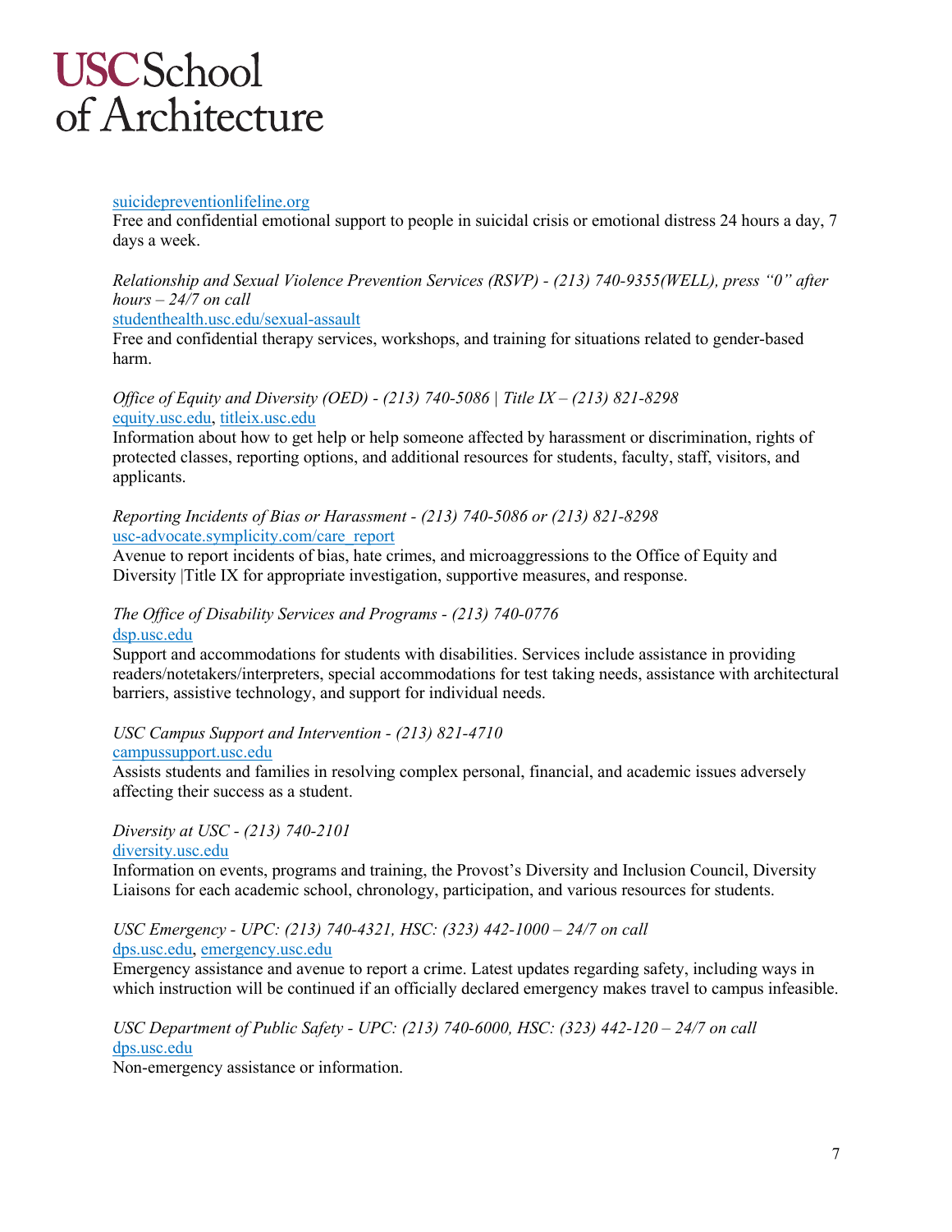suicidepreventionlifeline.org
Free and confidential emotional support to people in suicidal crisis or emotional distress 24 hours a day, 7 days a week.

*Relationship and Sexual Violence Prevention Services (RSVP) - (213) 740-9355(WELL), press "0" after hours – 24/7 on call*
studenthealth.usc.edu/sexual-assault
Free and confidential therapy services, workshops, and training for situations related to gender-based harm.

*Office of Equity and Diversity (OED) - (213) 740-5086 | Title IX – (213) 821-8298*
equity.usc.edu, titleix.usc.edu
Information about how to get help or help someone affected by harassment or discrimination, rights of protected classes, reporting options, and additional resources for students, faculty, staff, visitors, and applicants.

*Reporting Incidents of Bias or Harassment - (213) 740-5086 or (213) 821-8298*
usc-advocate.symplicity.com/care_report
Avenue to report incidents of bias, hate crimes, and microaggressions to the Office of Equity and Diversity |Title IX for appropriate investigation, supportive measures, and response.

*The Office of Disability Services and Programs - (213) 740-0776*
dsp.usc.edu
Support and accommodations for students with disabilities. Services include assistance in providing readers/notetakers/interpreters, special accommodations for test taking needs, assistance with architectural barriers, assistive technology, and support for individual needs.

*USC Campus Support and Intervention - (213) 821-4710*
campussupport.usc.edu
Assists students and families in resolving complex personal, financial, and academic issues adversely affecting their success as a student.

*Diversity at USC - (213) 740-2101*
diversity.usc.edu
Information on events, programs and training, the Provost's Diversity and Inclusion Council, Diversity Liaisons for each academic school, chronology, participation, and various resources for students.

*USC Emergency - UPC: (213) 740-4321, HSC: (323) 442-1000 – 24/7 on call*
dps.usc.edu, emergency.usc.edu
Emergency assistance and avenue to report a crime. Latest updates regarding safety, including ways in which instruction will be continued if an officially declared emergency makes travel to campus infeasible.

*USC Department of Public Safety - UPC: (213) 740-6000, HSC: (323) 442-120 – 24/7 on call*
dps.usc.edu
Non-emergency assistance or information.